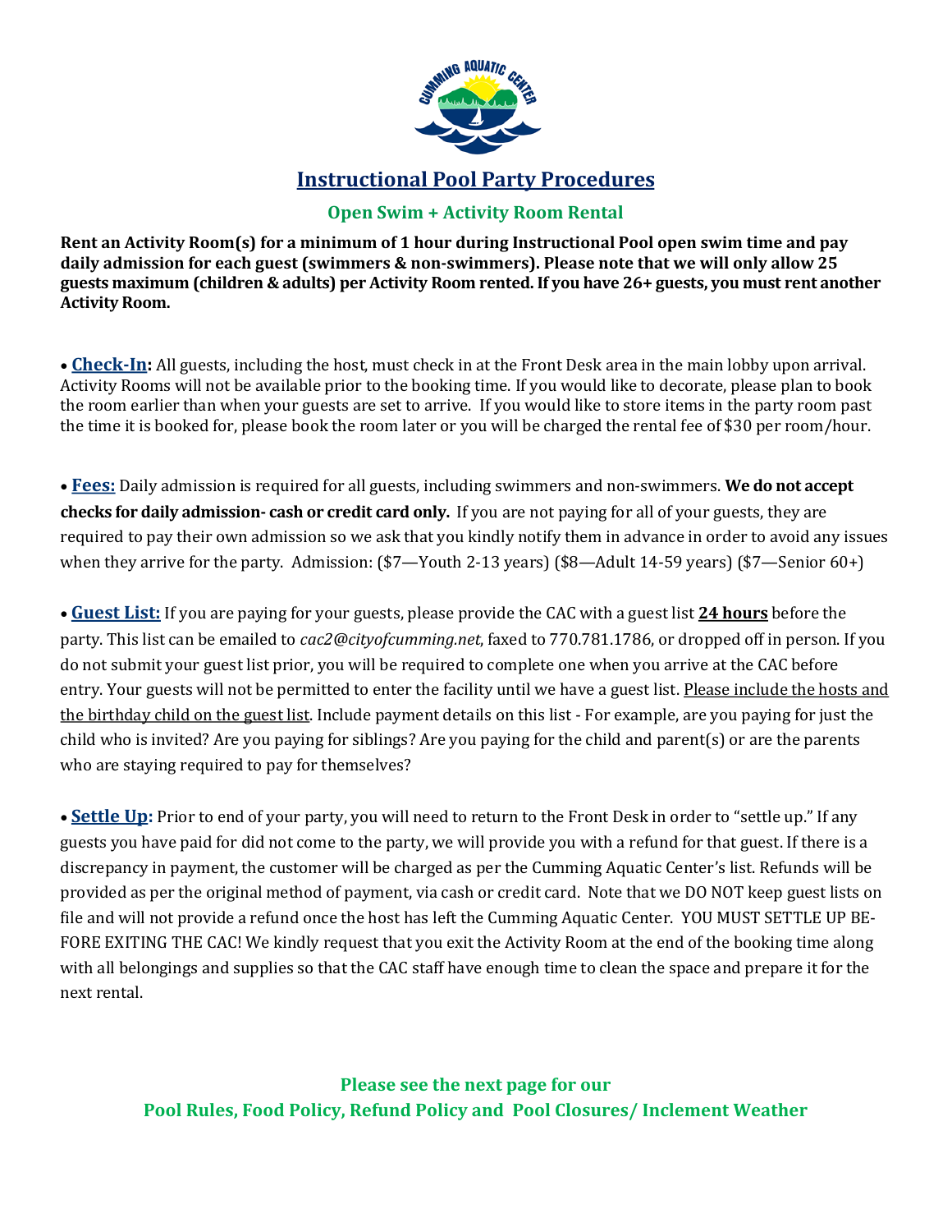# Instructional Pool Party Procedures

## Open Swim + Activity Room Rental

**Rent an Activity Room(s) for a minimum of 1 hour during Instructional Pool open swim time and pay daily admission for each guest (swimmers & non-swimmers). Please note that we will only allow 25 guests maximum (children & adults) per Activity Room rented. If you have 26+ guests, you must rent another Activity Room.**

• **Check-In:** All guests, including the host, must check in at the Front Desk area in the main lobby upon arrival. Activity Rooms will not be available prior to the booking time. If you would like to decorate, please plan to book the room earlier than when your guests are set to arrive. If you would like to store items in the party room past the time it is booked for, please book the room later or you will be charged the rental fee of $30 per room/hour.

• **Fees:** Daily admission is required for all guests, including swimmers and non-swimmers. **We do not accept checks for daily admission- cash or credit card only.** If you are not paying for all of your guests, they are required to pay their own admission so we ask that you kindly notify them in advance in order to avoid any issues when they arrive for the party. Admission: ($7—Youth 2-13 years) ($8—Adult 14-59 years) ($7—Senior 60+)

• **Guest List:** If you are paying for your guests, please provide the CAC with a guest list **24 hours** before the party. This list can be emailed to *cac2@cityofcumming.net*, faxed to 770.781.1786, or dropped off in person. If you do not submit your guest list prior, you will be required to complete one when you arrive at the CAC before entry. Your guests will not be permitted to enter the facility until we have a guest list. Please include the hosts and the birthday child on the guest list. Include payment details on this list - For example, are you paying for just the child who is invited? Are you paying for siblings? Are you paying for the child and parent(s) or are the parents who are staying required to pay for themselves?

• **Settle Up:** Prior to end of your party, you will need to return to the Front Desk in order to "settle up." If any guests you have paid for did not come to the party, we will provide you with a refund for that guest. If there is a discrepancy in payment, the customer will be charged as per the Cumming Aquatic Center's list. Refunds will be provided as per the original method of payment, via cash or credit card. Note that we DO NOT keep guest lists on file and will not provide a refund once the host has left the Cumming Aquatic Center. YOU MUST SETTLE UP BEFORE EXITING THE CAC! We kindly request that you exit the Activity Room at the end of the booking time along with all belongings and supplies so that the CAC staff have enough time to clean the space and prepare it for the next rental.

**Please see the next page for our Pool Rules, Food Policy, Refund Policy and Pool Closures/ Inclement Weather**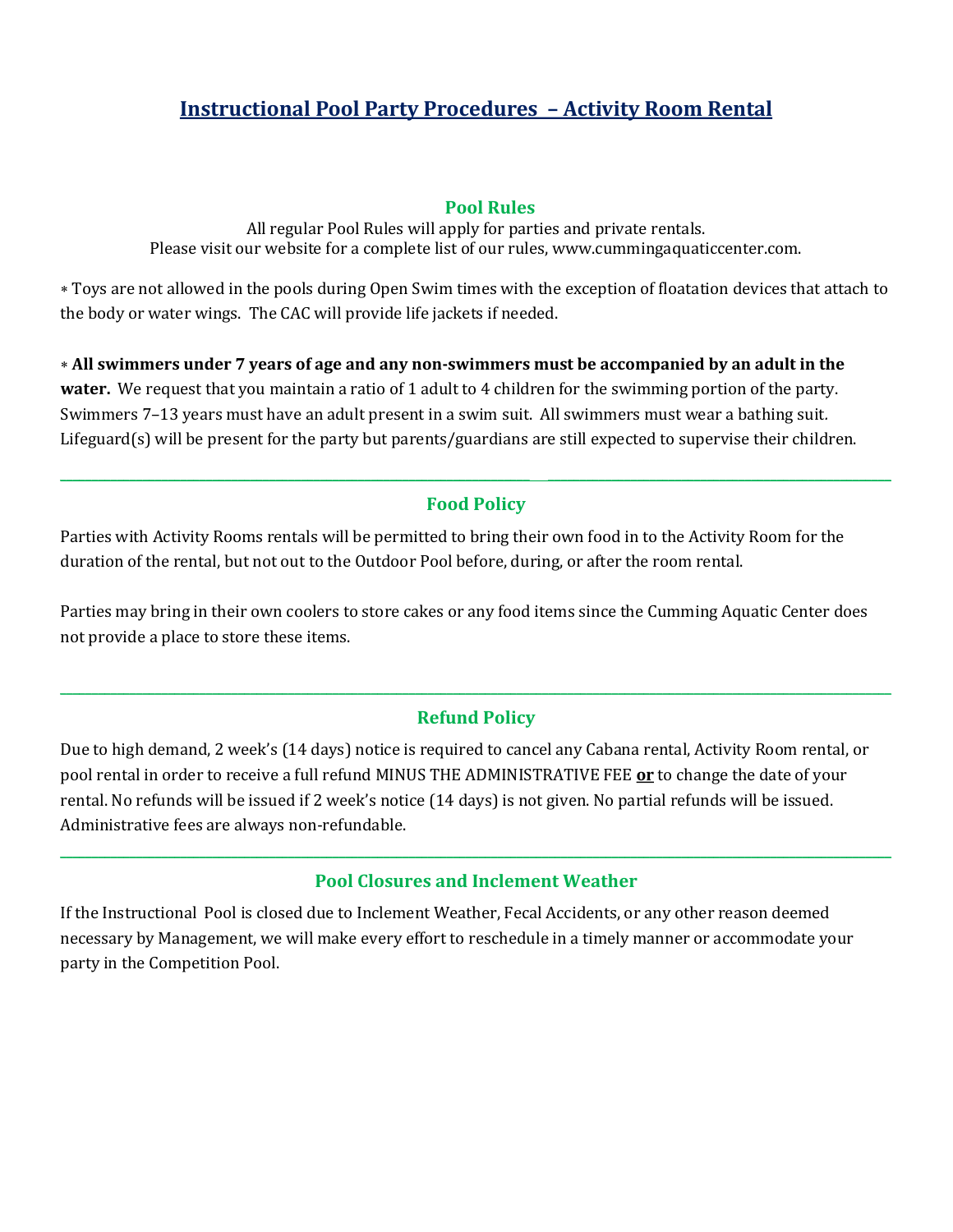# Instructional Pool Party Procedures – Activity Room Rental

## Pool Rules

All regular Pool Rules will apply for parties and private rentals.
Please visit our website for a complete list of our rules, www.cummingaquaticcenter.com.

∗ Toys are not allowed in the pools during Open Swim times with the exception of floatation devices that attach to the body or water wings. The CAC will provide life jackets if needed.

∗ **All swimmers under 7 years of age and any non-swimmers must be accompanied by an adult in the water.** We request that you maintain a ratio of 1 adult to 4 children for the swimming portion of the party. Swimmers 7–13 years must have an adult present in a swim suit. All swimmers must wear a bathing suit. Lifeguard(s) will be present for the party but parents/guardians are still expected to supervise their children.

---

## Food Policy

Parties with Activity Rooms rentals will be permitted to bring their own food in to the Activity Room for the duration of the rental, but not out to the Outdoor Pool before, during, or after the room rental.

Parties may bring in their own coolers to store cakes or any food items since the Cumming Aquatic Center does not provide a place to store these items.

---

## Refund Policy

Due to high demand, 2 week's (14 days) notice is required to cancel any Cabana rental, Activity Room rental, or pool rental in order to receive a full refund MINUS THE ADMINISTRATIVE FEE **or** to change the date of your rental. No refunds will be issued if 2 week's notice (14 days) is not given. No partial refunds will be issued. Administrative fees are always non-refundable.

---

## Pool Closures and Inclement Weather

If the Instructional Pool is closed due to Inclement Weather, Fecal Accidents, or any other reason deemed necessary by Management, we will make every effort to reschedule in a timely manner or accommodate your party in the Competition Pool.